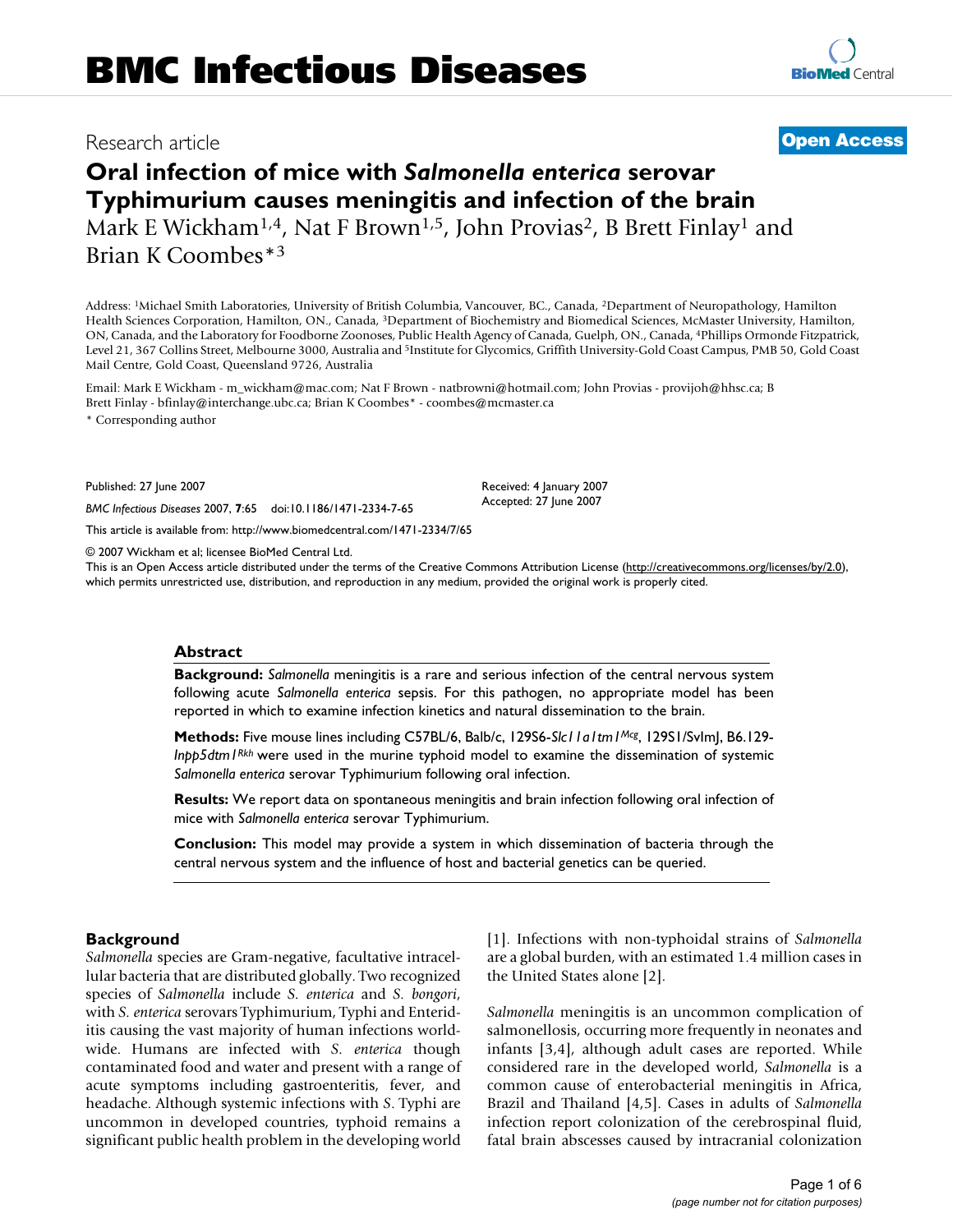# BMC Infectious Diseases

Research article

**Open Access**

# Oral infection of mice with *Salmonella enterica* serovar Typhimurium causes meningitis and infection of the brain

Mark E Wickham[1,4], Nat F Brown[1,5], John Provias[2], B Brett Finlay[1] and Brian K Coombes*[3]

Address: [1]Michael Smith Laboratories, University of British Columbia, Vancouver, BC., Canada, [2]Department of Neuropathology, Hamilton Health Sciences Corporation, Hamilton, ON., Canada, [3]Department of Biochemistry and Biomedical Sciences, McMaster University, Hamilton, ON, Canada, and the Laboratory for Foodborne Zoonoses, Public Health Agency of Canada, Guelph, ON., Canada, [4]Phillips Ormonde Fitzpatrick, Level 21, 367 Collins Street, Melbourne 3000, Australia and [5]Institute for Glycomics, Griffith University-Gold Coast Campus, PMB 50, Gold Coast Mail Centre, Gold Coast, Queensland 9726, Australia

Email: Mark E Wickham - m_wickham@mac.com; Nat F Brown - natbrowni@hotmail.com; John Provias - provijoh@hhsc.ca; B Brett Finlay - bfinlay@interchange.ubc.ca; Brian K Coombes* - coombes@mcmaster.ca

* Corresponding author

Published: 27 June 2007

*BMC Infectious Diseases* 2007, **7**:65 doi:10.1186/1471-2334-7-65

Received: 4 January 2007
Accepted: 27 June 2007

This article is available from: http://www.biomedcentral.com/1471-2334/7/65

© 2007 Wickham et al; licensee BioMed Central Ltd.
This is an Open Access article distributed under the terms of the Creative Commons Attribution License (http://creativecommons.org/licenses/by/2.0), which permits unrestricted use, distribution, and reproduction in any medium, provided the original work is properly cited.

## Abstract

**Background:** *Salmonella* meningitis is a rare and serious infection of the central nervous system following acute *Salmonella enterica* sepsis. For this pathogen, no appropriate model has been reported in which to examine infection kinetics and natural dissemination to the brain.

**Methods:** Five mouse lines including C57BL/6, Balb/c, 129S6-*Slc11a1tm1*$^{Mcg}$, 129S1/SvImJ, B6.129-*Inpp5dtm1*$^{Rkh}$ were used in the murine typhoid model to examine the dissemination of systemic *Salmonella enterica* serovar Typhimurium following oral infection.

**Results:** We report data on spontaneous meningitis and brain infection following oral infection of mice with *Salmonella enterica* serovar Typhimurium.

**Conclusion:** This model may provide a system in which dissemination of bacteria through the central nervous system and the influence of host and bacterial genetics can be queried.

## Background

*Salmonella* species are Gram-negative, facultative intracellular bacteria that are distributed globally. Two recognized species of *Salmonella* include *S. enterica* and *S. bongori*, with *S. enterica* serovars Typhimurium, Typhi and Enteriditis causing the vast majority of human infections worldwide. Humans are infected with *S. enterica* though contaminated food and water and present with a range of acute symptoms including gastroenteritis, fever, and headache. Although systemic infections with *S*. Typhi are uncommon in developed countries, typhoid remains a significant public health problem in the developing world [1]. Infections with non-typhoidal strains of *Salmonella* are a global burden, with an estimated 1.4 million cases in the United States alone [2].

*Salmonella* meningitis is an uncommon complication of salmonellosis, occurring more frequently in neonates and infants [3,4], although adult cases are reported. While considered rare in the developed world, *Salmonella* is a common cause of enterobacterial meningitis in Africa, Brazil and Thailand [4,5]. Cases in adults of *Salmonella* infection report colonization of the cerebrospinal fluid, fatal brain abscesses caused by intracranial colonization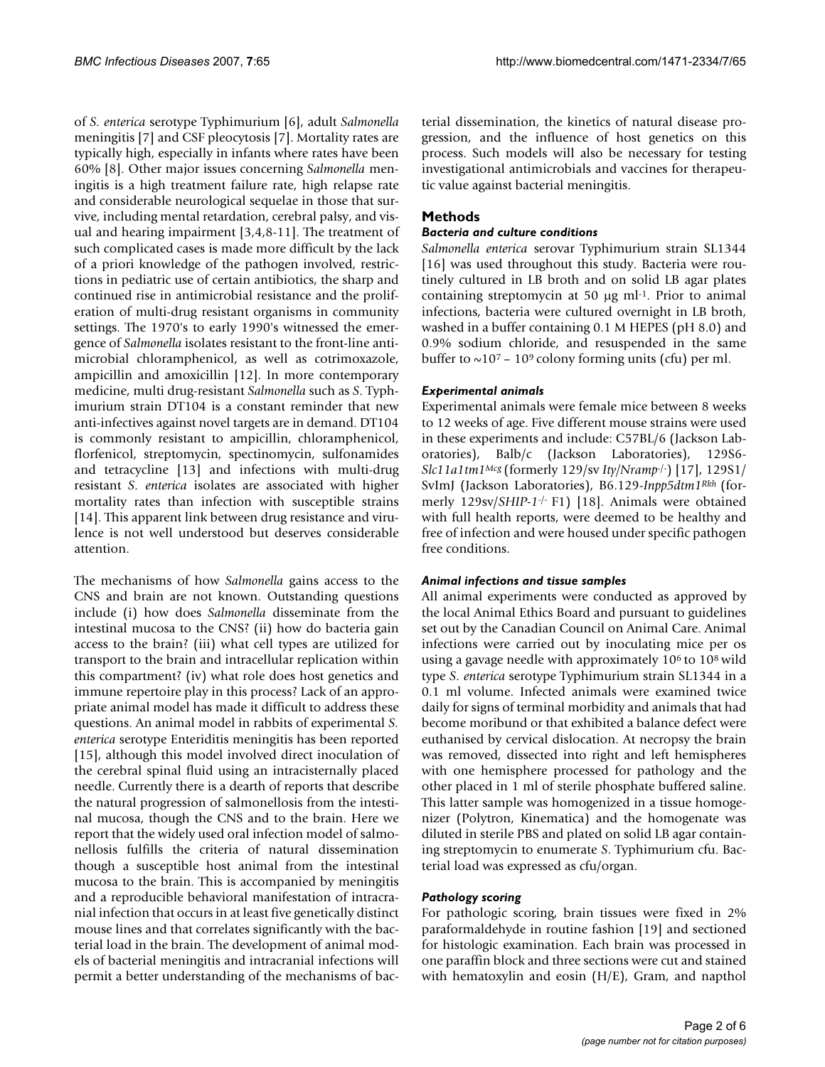of *S. enterica* serotype Typhimurium [6], adult *Salmonella* meningitis [7] and CSF pleocytosis [7]. Mortality rates are typically high, especially in infants where rates have been 60% [8]. Other major issues concerning *Salmonella* meningitis is a high treatment failure rate, high relapse rate and considerable neurological sequelae in those that survive, including mental retardation, cerebral palsy, and visual and hearing impairment [3,4,8-11]. The treatment of such complicated cases is made more difficult by the lack of a priori knowledge of the pathogen involved, restrictions in pediatric use of certain antibiotics, the sharp and continued rise in antimicrobial resistance and the proliferation of multi-drug resistant organisms in community settings. The 1970's to early 1990's witnessed the emergence of *Salmonella* isolates resistant to the front-line antimicrobial chloramphenicol, as well as cotrimoxazole, ampicillin and amoxicillin [12]. In more contemporary medicine, multi drug-resistant *Salmonella* such as *S*. Typhimurium strain DT104 is a constant reminder that new anti-infectives against novel targets are in demand. DT104 is commonly resistant to ampicillin, chloramphenicol, florfenicol, streptomycin, spectinomycin, sulfonamides and tetracycline [13] and infections with multi-drug resistant *S. enterica* isolates are associated with higher mortality rates than infection with susceptible strains [14]. This apparent link between drug resistance and virulence is not well understood but deserves considerable attention.

The mechanisms of how *Salmonella* gains access to the CNS and brain are not known. Outstanding questions include (i) how does *Salmonella* disseminate from the intestinal mucosa to the CNS? (ii) how do bacteria gain access to the brain? (iii) what cell types are utilized for transport to the brain and intracellular replication within this compartment? (iv) what role does host genetics and immune repertoire play in this process? Lack of an appropriate animal model has made it difficult to address these questions. An animal model in rabbits of experimental *S. enterica* serotype Enteriditis meningitis has been reported [15], although this model involved direct inoculation of the cerebral spinal fluid using an intracisternally placed needle. Currently there is a dearth of reports that describe the natural progression of salmonellosis from the intestinal mucosa, though the CNS and to the brain. Here we report that the widely used oral infection model of salmonellosis fulfills the criteria of natural dissemination though a susceptible host animal from the intestinal mucosa to the brain. This is accompanied by meningitis and a reproducible behavioral manifestation of intracranial infection that occurs in at least five genetically distinct mouse lines and that correlates significantly with the bacterial load in the brain. The development of animal models of bacterial meningitis and intracranial infections will permit a better understanding of the mechanisms of bacterial dissemination, the kinetics of natural disease progression, and the influence of host genetics on this process. Such models will also be necessary for testing investigational antimicrobials and vaccines for therapeutic value against bacterial meningitis.

## Methods

### *Bacteria and culture conditions*

*Salmonella enterica* serovar Typhimurium strain SL1344 [16] was used throughout this study. Bacteria were routinely cultured in LB broth and on solid LB agar plates containing streptomycin at 50 μg $ml^{-1}$. Prior to animal infections, bacteria were cultured overnight in LB broth, washed in a buffer containing 0.1 M HEPES (pH 8.0) and 0.9% sodium chloride, and resuspended in the same buffer to $\sim 10^7 - 10^9$ colony forming units (cfu) per ml.

### *Experimental animals*

Experimental animals were female mice between 8 weeks to 12 weeks of age. Five different mouse strains were used in these experiments and include: C57BL/6 (Jackson Laboratories), Balb/c (Jackson Laboratories), 129S6-*Slc11a1tm1^{Mcg}* (formerly 129/sv *Ity/Nramp^{-/-}*) [17], 129S1/SvImJ (Jackson Laboratories), B6.129-*Inpp5dtm1^{Rkh}* (formerly 129sv/*SHIP-1^{-/-}* F1) [18]. Animals were obtained with full health reports, were deemed to be healthy and free of infection and were housed under specific pathogen free conditions.

### *Animal infections and tissue samples*

All animal experiments were conducted as approved by the local Animal Ethics Board and pursuant to guidelines set out by the Canadian Council on Animal Care. Animal infections were carried out by inoculating mice per os using a gavage needle with approximately $10^6$ to $10^8$ wild type *S. enterica* serotype Typhimurium strain SL1344 in a 0.1 ml volume. Infected animals were examined twice daily for signs of terminal morbidity and animals that had become moribund or that exhibited a balance defect were euthanised by cervical dislocation. At necropsy the brain was removed, dissected into right and left hemispheres with one hemisphere processed for pathology and the other placed in 1 ml of sterile phosphate buffered saline. This latter sample was homogenized in a tissue homogenizer (Polytron, Kinematica) and the homogenate was diluted in sterile PBS and plated on solid LB agar containing streptomycin to enumerate *S*. Typhimurium cfu. Bacterial load was expressed as cfu/organ.

### *Pathology scoring*

For pathologic scoring, brain tissues were fixed in 2% paraformaldehyde in routine fashion [19] and sectioned for histologic examination. Each brain was processed in one paraffin block and three sections were cut and stained with hematoxylin and eosin (H/E), Gram, and napthol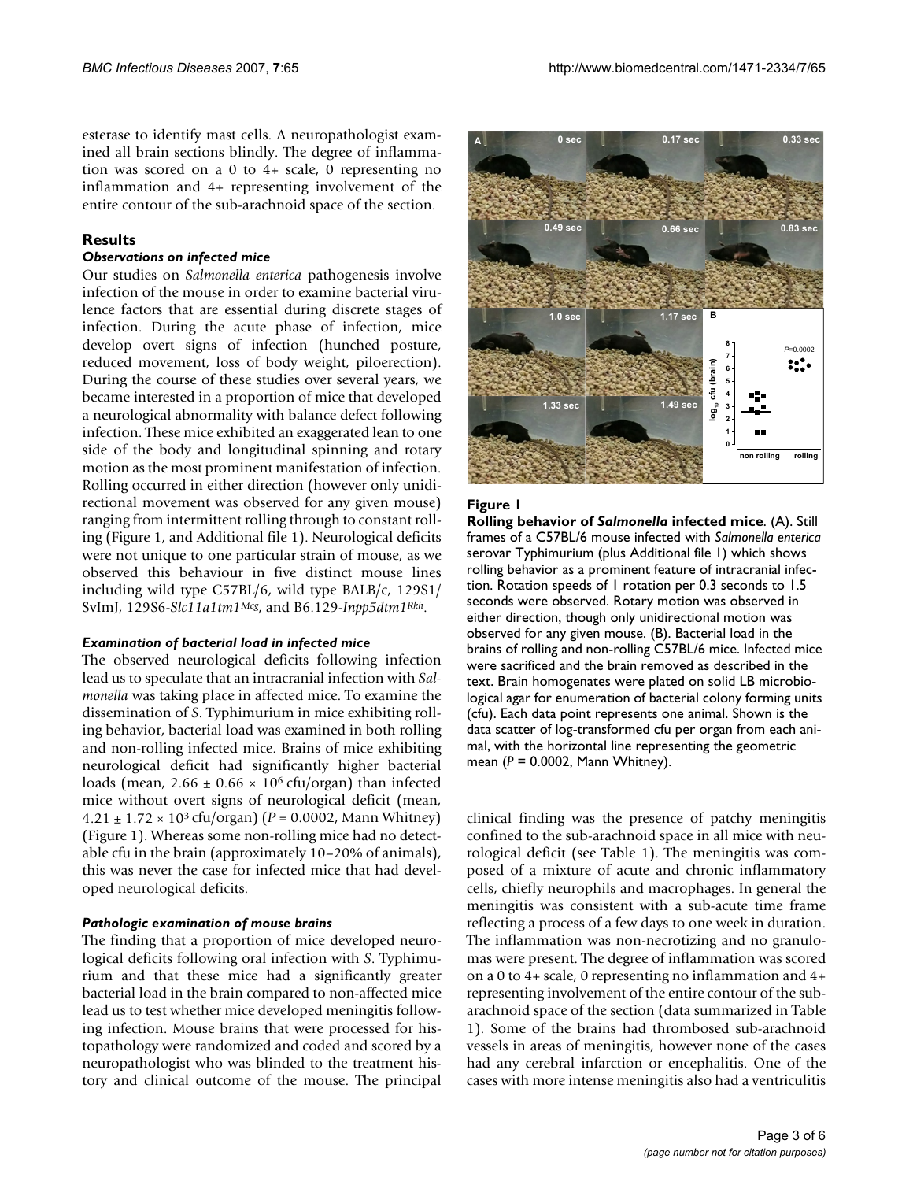esterase to identify mast cells. A neuropathologist examined all brain sections blindly. The degree of inflammation was scored on a 0 to 4+ scale, 0 representing no inflammation and 4+ representing involvement of the entire contour of the sub-arachnoid space of the section.

## Results

### *Observations on infected mice*

Our studies on *Salmonella enterica* pathogenesis involve infection of the mouse in order to examine bacterial virulence factors that are essential during discrete stages of infection. During the acute phase of infection, mice develop overt signs of infection (hunched posture, reduced movement, loss of body weight, piloerection). During the course of these studies over several years, we became interested in a proportion of mice that developed a neurological abnormality with balance defect following infection. These mice exhibited an exaggerated lean to one side of the body and longitudinal spinning and rotary motion as the most prominent manifestation of infection. Rolling occurred in either direction (however only unidirectional movement was observed for any given mouse) ranging from intermittent rolling through to constant rolling (Figure 1, and Additional file 1). Neurological deficits were not unique to one particular strain of mouse, as we observed this behaviour in five distinct mouse lines including wild type C57BL/6, wild type BALB/c, 129S1/SvImJ, 129S6-*Slc11a1tm1*$^{Mcg}$, and B6.129-*Inpp5dtm1*$^{Rkh}$.

### *Examination of bacterial load in infected mice*

The observed neurological deficits following infection lead us to speculate that an intracranial infection with *Salmonella* was taking place in affected mice. To examine the dissemination of *S.* Typhimurium in mice exhibiting rolling behavior, bacterial load was examined in both rolling and non-rolling infected mice. Brains of mice exhibiting neurological deficit had significantly higher bacterial loads (mean, $2.66 \pm 0.66 \times 10^6$ cfu/organ) than infected mice without overt signs of neurological deficit (mean, $4.21 \pm 1.72 \times 10^3$ cfu/organ) ($P = 0.0002$, Mann Whitney) (Figure 1). Whereas some non-rolling mice had no detectable cfu in the brain (approximately 10–20% of animals), this was never the case for infected mice that had developed neurological deficits.

### *Pathologic examination of mouse brains*

The finding that a proportion of mice developed neurological deficits following oral infection with *S.* Typhimurium and that these mice had a significantly greater bacterial load in the brain compared to non-affected mice lead us to test whether mice developed meningitis following infection. Mouse brains that were processed for histopathology were randomized and coded and scored by a neuropathologist who was blinded to the treatment history and clinical outcome of the mouse. The principal clinical finding was the presence of patchy meningitis confined to the sub-arachnoid space in all mice with neurological deficit (see Table 1). The meningitis was composed of a mixture of acute and chronic inflammatory cells, chiefly neurophils and macrophages. In general the meningitis was consistent with a sub-acute time frame reflecting a process of a few days to one week in duration. The inflammation was non-necrotizing and no granulomas were present. The degree of inflammation was scored on a 0 to 4+ scale, 0 representing no inflammation and 4+ representing involvement of the entire contour of the sub-arachnoid space of the section (data summarized in Table 1). Some of the brains had thrombosed sub-arachnoid vessels in areas of meningitis, however none of the cases had any cerebral infarction or encephalitis. One of the cases with more intense meningitis also had a ventriculitis

**Figure 1**

**Rolling behavior of *Salmonella* infected mice**. (A). Still frames of a C57BL/6 mouse infected with *Salmonella enterica* serovar Typhimurium (plus Additional file 1) which shows rolling behavior as a prominent feature of intracranial infection. Rotation speeds of 1 rotation per 0.3 seconds to 1.5 seconds were observed. Rotary motion was observed in either direction, though only unidirectional motion was observed for any given mouse. (B). Bacterial load in the brains of rolling and non-rolling C57BL/6 mice. Infected mice were sacrificed and the brain removed as described in the text. Brain homogenates were plated on solid LB microbiological agar for enumeration of bacterial colony forming units (cfu). Each data point represents one animal. Shown is the data scatter of log-transformed cfu per organ from each animal, with the horizontal line representing the geometric mean ($P = 0.0002$, Mann Whitney).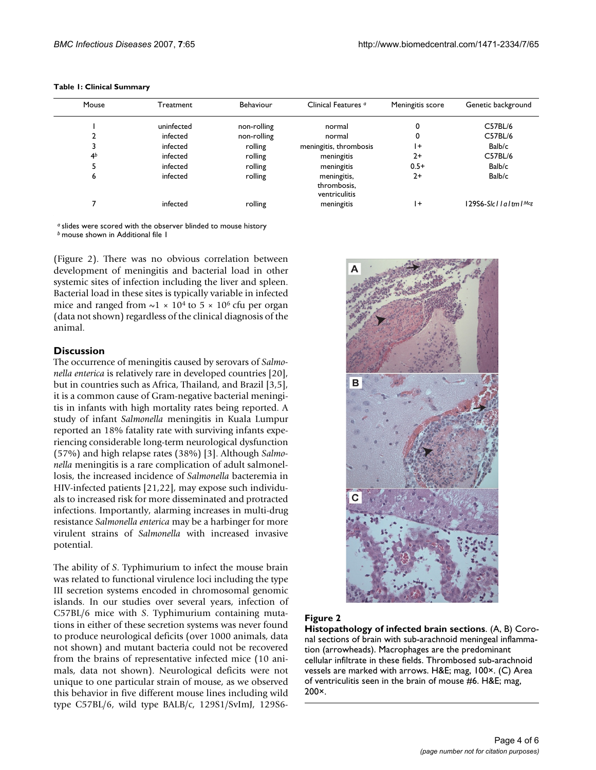**Table 1: Clinical Summary**

| Mouse | Treatment | Behaviour | Clinical Features [a] | Meningitis score | Genetic background |
|---|---|---|---|---|---|
| 1 | uninfected | non-rolling | normal | 0 | C57BL/6 |
| 2 | infected | non-rolling | normal | 0 | C57BL/6 |
| 3 | infected | rolling | meningitis, thrombosis | 1+ | Balb/c |
| 4[b] | infected | rolling | meningitis | 2+ | C57BL/6 |
| 5 | infected | rolling | meningitis | 0.5+ | Balb/c |
| 6 | infected | rolling | meningitis, thrombosis, ventriculitis | 2+ | Balb/c |
| 7 | infected | rolling | meningitis | 1+ | 129S6-*Slc11a1tm1*[Mcg] |

[a] slides were scored with the observer blinded to mouse history
[b] mouse shown in Additional file 1

(Figure 2). There was no obvious correlation between development of meningitis and bacterial load in other systemic sites of infection including the liver and spleen. Bacterial load in these sites is typically variable in infected mice and ranged from $\sim 1 \times 10^4$ to $5 \times 10^6$ cfu per organ (data not shown) regardless of the clinical diagnosis of the animal.

## Discussion

The occurrence of meningitis caused by serovars of *Salmonella enterica* is relatively rare in developed countries [20], but in countries such as Africa, Thailand, and Brazil [3,5], it is a common cause of Gram-negative bacterial meningitis in infants with high mortality rates being reported. A study of infant *Salmonella* meningitis in Kuala Lumpur reported an 18% fatality rate with surviving infants experiencing considerable long-term neurological dysfunction (57%) and high relapse rates (38%) [3]. Although *Salmonella* meningitis is a rare complication of adult salmonellosis, the increased incidence of *Salmonella* bacteremia in HIV-infected patients [21,22], may expose such individuals to increased risk for more disseminated and protracted infections. Importantly, alarming increases in multi-drug resistance *Salmonella enterica* may be a harbinger for more virulent strains of *Salmonella* with increased invasive potential.

The ability of *S*. Typhimurium to infect the mouse brain was related to functional virulence loci including the type III secretion systems encoded in chromosomal genomic islands. In our studies over several years, infection of C57BL/6 mice with *S*. Typhimurium containing mutations in either of these secretion systems was never found to produce neurological deficits (over 1000 animals, data not shown) and mutant bacteria could not be recovered from the brains of representative infected mice (10 animals, data not shown). Neurological deficits were not unique to one particular strain of mouse, as we observed this behavior in five different mouse lines including wild type C57BL/6, wild type BALB/c, 129S1/SvImJ, 129S6-

**Figure 2**

**Histopathology of infected brain sections**. (A, B) Coronal sections of brain with sub-arachnoid meningeal inflammation (arrowheads). Macrophages are the predominant cellular infiltrate in these fields. Thrombosed sub-arachnoid vessels are marked with arrows. H&E; mag, 100×. (C) Area of ventriculitis seen in the brain of mouse #6. H&E; mag, 200×.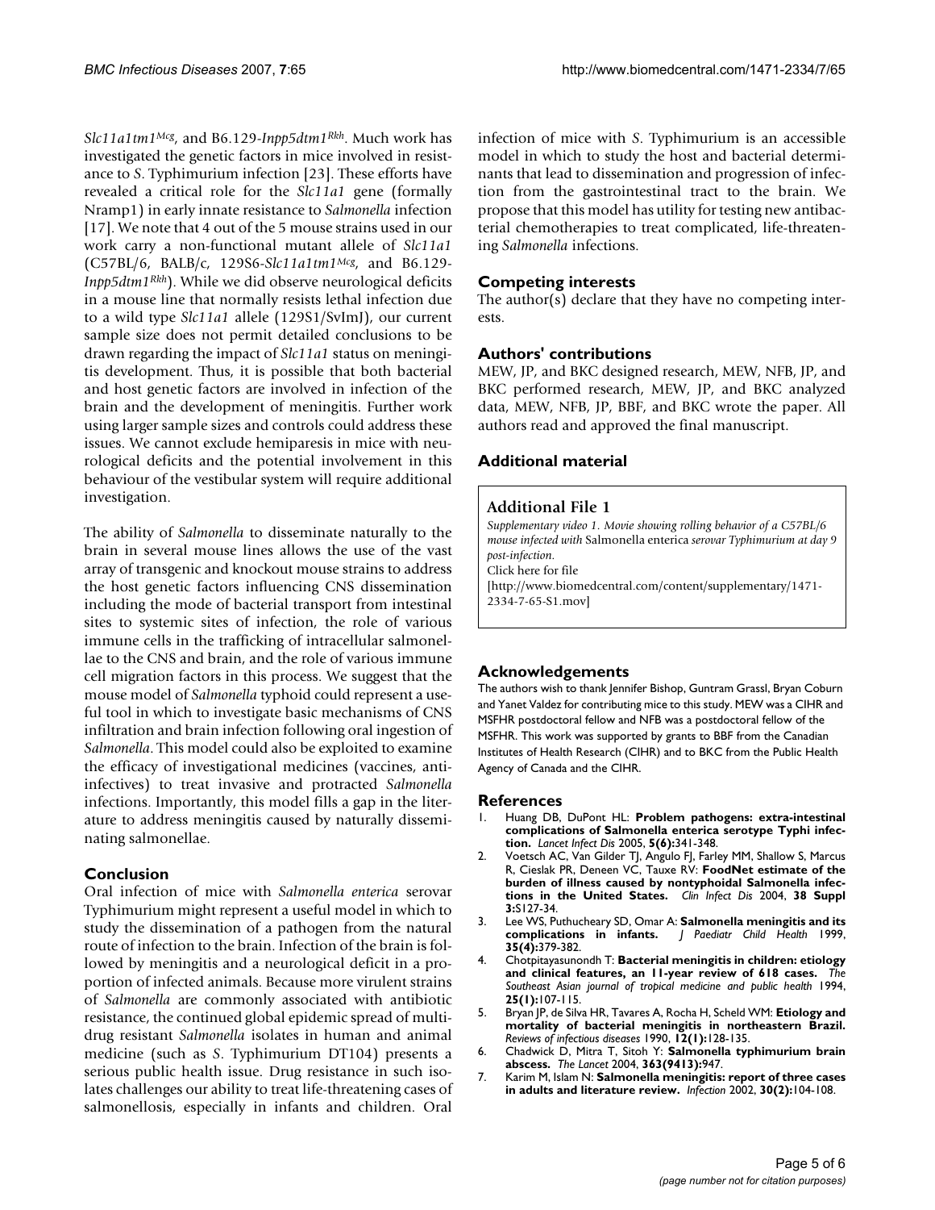*Slc11a1tm1*$^{Mcg}$, and B6.129-*Inpp5dtm1*$^{Rkh}$. Much work has investigated the genetic factors in mice involved in resistance to *S*. Typhimurium infection [23]. These efforts have revealed a critical role for the *Slc11a1* gene (formally Nramp1) in early innate resistance to *Salmonella* infection [17]. We note that 4 out of the 5 mouse strains used in our work carry a non-functional mutant allele of *Slc11a1* (C57BL/6, BALB/c, 129S6-*Slc11a1tm1*$^{Mcg}$, and B6.129-*Inpp5dtm1*$^{Rkh}$). While we did observe neurological deficits in a mouse line that normally resists lethal infection due to a wild type *Slc11a1* allele (129S1/SvImJ), our current sample size does not permit detailed conclusions to be drawn regarding the impact of *Slc11a1* status on meningitis development. Thus, it is possible that both bacterial and host genetic factors are involved in infection of the brain and the development of meningitis. Further work using larger sample sizes and controls could address these issues. We cannot exclude hemiparesis in mice with neurological deficits and the potential involvement in this behaviour of the vestibular system will require additional investigation.

The ability of *Salmonella* to disseminate naturally to the brain in several mouse lines allows the use of the vast array of transgenic and knockout mouse strains to address the host genetic factors influencing CNS dissemination including the mode of bacterial transport from intestinal sites to systemic sites of infection, the role of various immune cells in the trafficking of intracellular salmonellae to the CNS and brain, and the role of various immune cell migration factors in this process. We suggest that the mouse model of *Salmonella* typhoid could represent a useful tool in which to investigate basic mechanisms of CNS infiltration and brain infection following oral ingestion of *Salmonella*. This model could also be exploited to examine the efficacy of investigational medicines (vaccines, anti-infectives) to treat invasive and protracted *Salmonella* infections. Importantly, this model fills a gap in the literature to address meningitis caused by naturally disseminating salmonellae.

## Conclusion

Oral infection of mice with *Salmonella enterica* serovar Typhimurium might represent a useful model in which to study the dissemination of a pathogen from the natural route of infection to the brain. Infection of the brain is followed by meningitis and a neurological deficit in a proportion of infected animals. Because more virulent strains of *Salmonella* are commonly associated with antibiotic resistance, the continued global epidemic spread of multidrug resistant *Salmonella* isolates in human and animal medicine (such as *S*. Typhimurium DT104) presents a serious public health issue. Drug resistance in such isolates challenges our ability to treat life-threatening cases of salmonellosis, especially in infants and children. Oral infection of mice with *S*. Typhimurium is an accessible model in which to study the host and bacterial determinants that lead to dissemination and progression of infection from the gastrointestinal tract to the brain. We propose that this model has utility for testing new antibacterial chemotherapies to treat complicated, life-threatening *Salmonella* infections.

## Competing interests

The author(s) declare that they have no competing interests.

## Authors' contributions

MEW, JP, and BKC designed research, MEW, NFB, JP, and BKC performed research, MEW, JP, and BKC analyzed data, MEW, NFB, JP, BBF, and BKC wrote the paper. All authors read and approved the final manuscript.

## Additional material

### Additional File 1

*Supplementary video 1. Movie showing rolling behavior of a C57BL/6 mouse infected with* Salmonella enterica *serovar Typhimurium at day 9 post-infection.*
Click here for file
[http://www.biomedcentral.com/content/supplementary/1471-2334-7-65-S1.mov]

## Acknowledgements

The authors wish to thank Jennifer Bishop, Guntram Grassl, Bryan Coburn and Yanet Valdez for contributing mice to this study. MEW was a CIHR and MSFHR postdoctoral fellow and NFB was a postdoctoral fellow of the MSFHR. This work was supported by grants to BBF from the Canadian Institutes of Health Research (CIHR) and to BKC from the Public Health Agency of Canada and the CIHR.

## References

1. Huang DB, DuPont HL: **Problem pathogens: extra-intestinal complications of Salmonella enterica serotype Typhi infection.** *Lancet Infect Dis* 2005, **5(6):**341-348.
2. Voetsch AC, Van Gilder TJ, Angulo FJ, Farley MM, Shallow S, Marcus R, Cieslak PR, Deneen VC, Tauxe RV: **FoodNet estimate of the burden of illness caused by nontyphoidal Salmonella infections in the United States.** *Clin Infect Dis* 2004, **38 Suppl 3:**S127-34.
3. Lee WS, Puthucheary SD, Omar A: **Salmonella meningitis and its complications in infants.** *J Paediatr Child Health* 1999, **35(4):**379-382.
4. Chotpitayasunondh T: **Bacterial meningitis in children: etiology and clinical features, an 11-year review of 618 cases.** *The Southeast Asian journal of tropical medicine and public health* 1994, **25(1):**107-115.
5. Bryan JP, de Silva HR, Tavares A, Rocha H, Scheld WM: **Etiology and mortality of bacterial meningitis in northeastern Brazil.** *Reviews of infectious diseases* 1990, **12(1):**128-135.
6. Chadwick D, Mitra T, Sitoh Y: **Salmonella typhimurium brain abscess.** *The Lancet* 2004, **363(9413):**947.
7. Karim M, Islam N: **Salmonella meningitis: report of three cases in adults and literature review.** *Infection* 2002, **30(2):**104-108.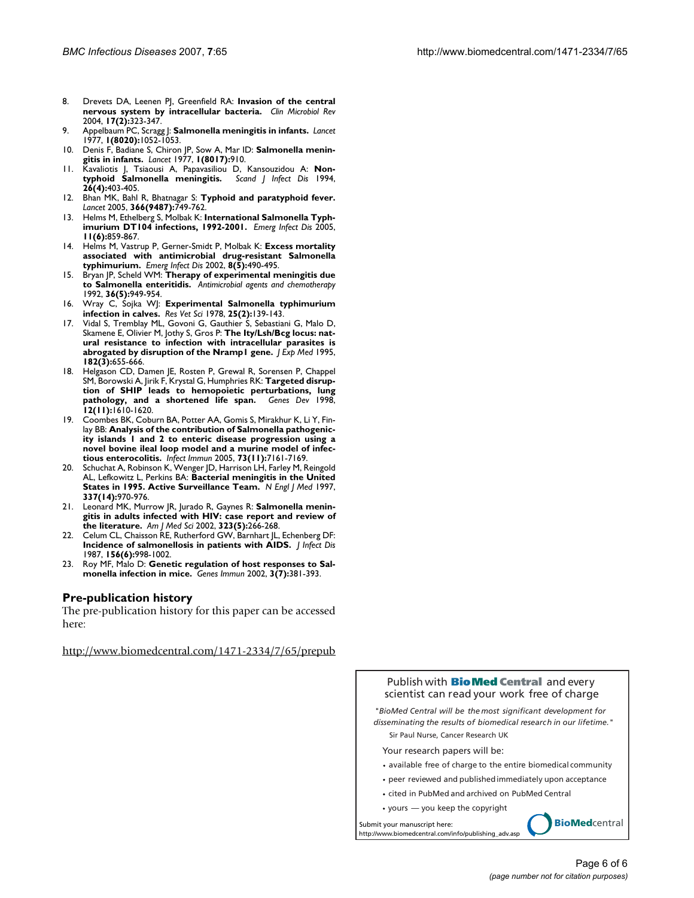8. Drevets DA, Leenen PJ, Greenfield RA: **Invasion of the central nervous system by intracellular bacteria.** *Clin Microbiol Rev* 2004, **17(2):**323-347.
9. Appelbaum PC, Scragg J: **Salmonella meningitis in infants.** *Lancet* 1977, **1(8020):**1052-1053.
10. Denis F, Badiane S, Chiron JP, Sow A, Mar ID: **Salmonella meningitis in infants.** *Lancet* 1977, **1(8017):**910.
11. Kavaliotis J, Tsiaousi A, Papavasiliou D, Kansouzidou A: **Non-typhoid Salmonella meningitis.** *Scand J Infect Dis* 1994, **26(4):**403-405.
12. Bhan MK, Bahl R, Bhatnagar S: **Typhoid and paratyphoid fever.** *Lancet* 2005, **366(9487):**749-762.
13. Helms M, Ethelberg S, Molbak K: **International Salmonella Typhimurium DT104 infections, 1992-2001.** *Emerg Infect Dis* 2005, **11(6):**859-867.
14. Helms M, Vastrup P, Gerner-Smidt P, Molbak K: **Excess mortality associated with antimicrobial drug-resistant Salmonella typhimurium.** *Emerg Infect Dis* 2002, **8(5):**490-495.
15. Bryan JP, Scheld WM: **Therapy of experimental meningitis due to Salmonella enteritidis.** *Antimicrobial agents and chemotherapy* 1992, **36(5):**949-954.
16. Wray C, Sojka WJ: **Experimental Salmonella typhimurium infection in calves.** *Res Vet Sci* 1978, **25(2):**139-143.
17. Vidal S, Tremblay ML, Govoni G, Gauthier S, Sebastiani G, Malo D, Skamene E, Olivier M, Jothy S, Gros P: **The Ity/Lsh/Bcg locus: natural resistance to infection with intracellular parasites is abrogated by disruption of the Nramp1 gene.** *J Exp Med* 1995, **182(3):**655-666.
18. Helgason CD, Damen JE, Rosten P, Grewal R, Sorensen P, Chappel SM, Borowski A, Jirik F, Krystal G, Humphries RK: **Targeted disruption of SHIP leads to hemopoietic perturbations, lung pathology, and a shortened life span.** *Genes Dev* 1998, **12(11):**1610-1620.
19. Coombes BK, Coburn BA, Potter AA, Gomis S, Mirakhur K, Li Y, Finlay BB: **Analysis of the contribution of Salmonella pathogenicity islands 1 and 2 to enteric disease progression using a novel bovine ileal loop model and a murine model of infectious enterocolitis.** *Infect Immun* 2005, **73(11):**7161-7169.
20. Schuchat A, Robinson K, Wenger JD, Harrison LH, Farley M, Reingold AL, Lefkowitz L, Perkins BA: **Bacterial meningitis in the United States in 1995. Active Surveillance Team.** *N Engl J Med* 1997, **337(14):**970-976.
21. Leonard MK, Murrow JR, Jurado R, Gaynes R: **Salmonella meningitis in adults infected with HIV: case report and review of the literature.** *Am J Med Sci* 2002, **323(5):**266-268.
22. Celum CL, Chaisson RE, Rutherford GW, Barnhart JL, Echenberg DF: **Incidence of salmonellosis in patients with AIDS.** *J Infect Dis* 1987, **156(6):**998-1002.
23. Roy MF, Malo D: **Genetic regulation of host responses to Salmonella infection in mice.** *Genes Immun* 2002, **3(7):**381-393.

## Pre-publication history

The pre-publication history for this paper can be accessed here:

http://www.biomedcentral.com/1471-2334/7/65/prepub

Publish with **BioMed Central** and every scientist can read your work free of charge

*"BioMed Central will be the most significant development for disseminating the results of biomedical research in our lifetime."*
Sir Paul Nurse, Cancer Research UK

Your research papers will be:

- available free of charge to the entire biomedical community
- peer reviewed and published immediately upon acceptance
- cited in PubMed and archived on PubMed Central
- yours — you keep the copyright

Submit your manuscript here:
http://www.biomedcentral.com/info/publishing_adv.asp

BioMedcentral